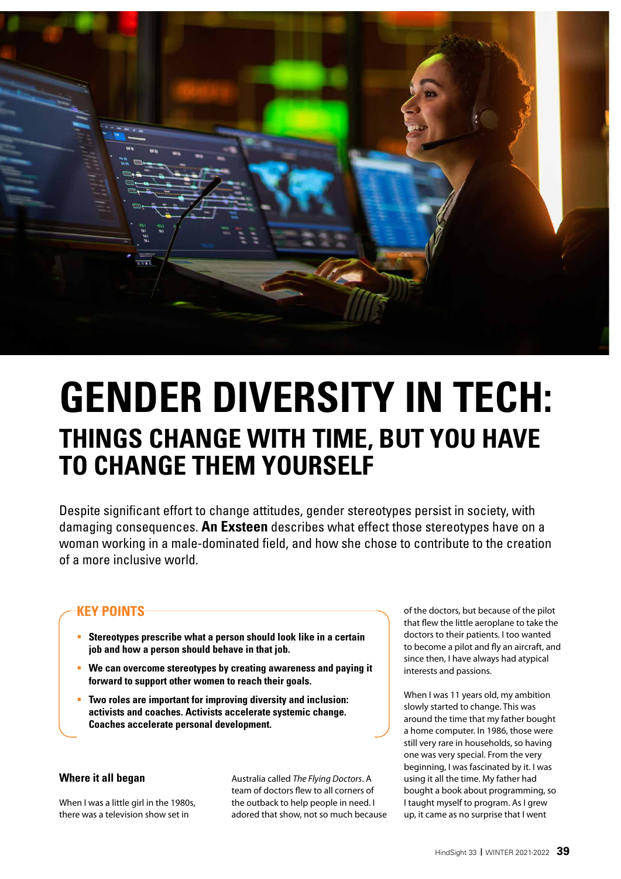# GENDER DIVERSITY IN TECH:

## THINGS CHANGE WITH TIME, BUT YOU HAVE TO CHANGE THEM YOURSELF

Despite significant effort to change attitudes, gender stereotypes persist in society, with damaging consequences. **An Exsteen** describes what effect those stereotypes have on a woman working in a male-dominated field, and how she chose to contribute to the creation of a more inclusive world.

**KEY POINTS**

- **Stereotypes prescribe what a person should look like in a certain job and how a person should behave in that job.**
- **We can overcome stereotypes by creating awareness and paying it forward to support other women to reach their goals.**
- **Two roles are important for improving diversity and inclusion: activists and coaches. Activists accelerate systemic change. Coaches accelerate personal development.**

### Where it all began

When I was a little girl in the 1980s, there was a television show set in Australia called *The Flying Doctors*. A team of doctors flew to all corners of the outback to help people in need. I adored that show, not so much because of the doctors, but because of the pilot that flew the little aeroplane to take the doctors to their patients. I too wanted to become a pilot and fly an aircraft, and since then, I have always had atypical interests and passions.

When I was 11 years old, my ambition slowly started to change. This was around the time that my father bought a home computer. In 1986, those were still very rare in households, so having one was very special. From the very beginning, I was fascinated by it. I was using it all the time. My father had bought a book about programming, so I taught myself to program. As I grew up, it came as no surprise that I went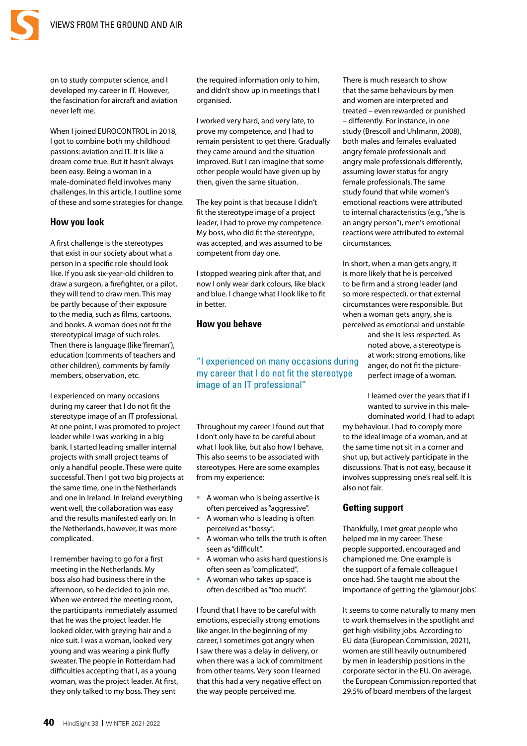on to study computer science, and I developed my career in IT. However, the fascination for aircraft and aviation never left me.

When I joined EUROCONTROL in 2018, I got to combine both my childhood passions: aviation and IT. It is like a dream come true. But it hasn't always been easy. Being a woman in a male-dominated field involves many challenges. In this article, I outline some of these and some strategies for change.

## How you look

A first challenge is the stereotypes that exist in our society about what a person in a specific role should look like. If you ask six-year-old children to draw a surgeon, a firefighter, or a pilot, they will tend to draw men. This may be partly because of their exposure to the media, such as films, cartoons, and books. A woman does not fit the stereotypical image of such roles. Then there is language (like 'fireman'), education (comments of teachers and other children), comments by family members, observation, etc.

I experienced on many occasions during my career that I do not fit the stereotype image of an IT professional. At one point, I was promoted to project leader while I was working in a big bank. I started leading smaller internal projects with small project teams of only a handful people. These were quite successful. Then I got two big projects at the same time, one in the Netherlands and one in Ireland. In Ireland everything went well, the collaboration was easy and the results manifested early on. In the Netherlands, however, it was more complicated.

I remember having to go for a first meeting in the Netherlands. My boss also had business there in the afternoon, so he decided to join me. When we entered the meeting room, the participants immediately assumed that he was the project leader. He looked older, with greying hair and a nice suit. I was a woman, looked very young and was wearing a pink fluffy sweater. The people in Rotterdam had difficulties accepting that I, as a young woman, was the project leader. At first, they only talked to my boss. They sent the required information only to him, and didn't show up in meetings that I organised.

I worked very hard, and very late, to prove my competence, and I had to remain persistent to get there. Gradually they came around and the situation improved. But I can imagine that some other people would have given up by then, given the same situation.

The key point is that because I didn't fit the stereotype image of a project leader, I had to prove my competence. My boss, who did fit the stereotype, was accepted, and was assumed to be competent from day one.

I stopped wearing pink after that, and now I only wear dark colours, like black and blue. I change what I look like to fit in better.

## How you behave

> "I experienced on many occasions during my career that I do not fit the stereotype image of an IT professional"

Throughout my career I found out that I don't only have to be careful about what I look like, but also how I behave. This also seems to be associated with stereotypes. Here are some examples from my experience:

- A woman who is being assertive is often perceived as "aggressive".
- A woman who is leading is often perceived as "bossy".
- A woman who tells the truth is often seen as "difficult".
- A woman who asks hard questions is often seen as "complicated".
- A woman who takes up space is often described as "too much".

I found that I have to be careful with emotions, especially strong emotions like anger. In the beginning of my career, I sometimes got angry when I saw there was a delay in delivery, or when there was a lack of commitment from other teams. Very soon I learned that this had a very negative effect on the way people perceived me.

There is much research to show that the same behaviours by men and women are interpreted and treated – even rewarded or punished – differently. For instance, in one study (Brescoll and Uhlmann, 2008), both males and females evaluated angry female professionals and angry male professionals differently, assuming lower status for angry female professionals. The same study found that while women's emotional reactions were attributed to internal characteristics (e.g., "she is an angry person"), men's emotional reactions were attributed to external circumstances.

In short, when a man gets angry, it is more likely that he is perceived to be firm and a strong leader (and so more respected), or that external circumstances were responsible. But when a woman gets angry, she is perceived as emotional and unstable and she is less respected. As noted above, a stereotype is at work: strong emotions, like anger, do not fit the picture-perfect image of a woman.

I learned over the years that if I wanted to survive in this male-dominated world, I had to adapt my behaviour. I had to comply more to the ideal image of a woman, and at the same time not sit in a corner and shut up, but actively participate in the discussions. That is not easy, because it involves suppressing one's real self. It is also not fair.

## Getting support

Thankfully, I met great people who helped me in my career. These people supported, encouraged and championed me. One example is the support of a female colleague I once had. She taught me about the importance of getting the 'glamour jobs'.

It seems to come naturally to many men to work themselves in the spotlight and get high-visibility jobs. According to EU data (European Commission, 2021), women are still heavily outnumbered by men in leadership positions in the corporate sector in the EU. On average, the European Commission reported that 29.5% of board members of the largest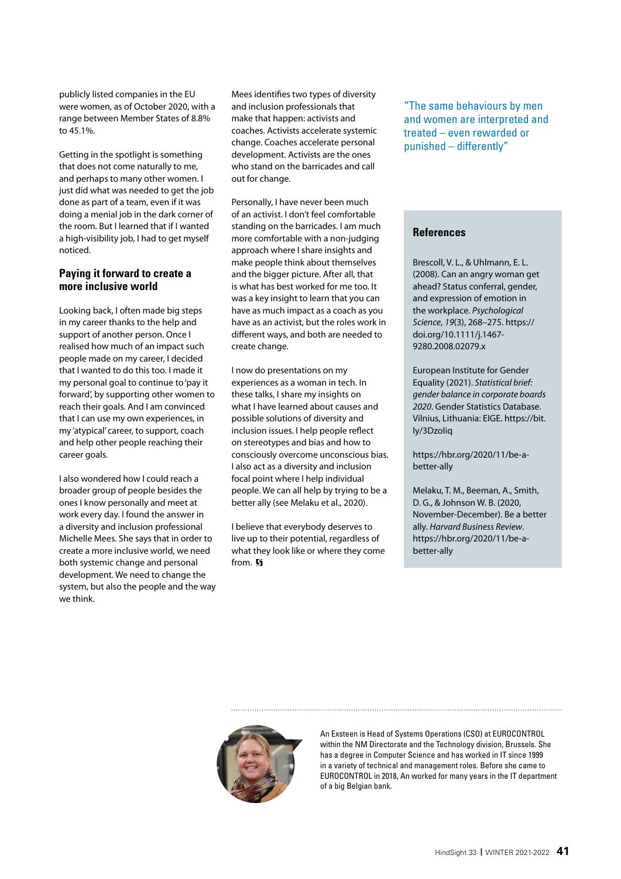publicly listed companies in the EU were women, as of October 2020, with a range between Member States of 8.8% to 45.1%.

Getting in the spotlight is something that does not come naturally to me, and perhaps to many other women. I just did what was needed to get the job done as part of a team, even if it was doing a menial job in the dark corner of the room. But I learned that if I wanted a high-visibility job, I had to get myself noticed.

## Paying it forward to create a more inclusive world

Looking back, I often made big steps in my career thanks to the help and support of another person. Once I realised how much of an impact such people made on my career, I decided that I wanted to do this too. I made it my personal goal to continue to 'pay it forward', by supporting other women to reach their goals. And I am convinced that I can use my own experiences, in my 'atypical' career, to support, coach and help other people reaching their career goals.

I also wondered how I could reach a broader group of people besides the ones I know personally and meet at work every day. I found the answer in a diversity and inclusion professional Michelle Mees. She says that in order to create a more inclusive world, we need both systemic change and personal development. We need to change the system, but also the people and the way we think.

Mees identifies two types of diversity and inclusion professionals that make that happen: activists and coaches. Activists accelerate systemic change. Coaches accelerate personal development. Activists are the ones who stand on the barricades and call out for change.

Personally, I have never been much of an activist. I don't feel comfortable standing on the barricades. I am much more comfortable with a non-judging approach where I share insights and make people think about themselves and the bigger picture. After all, that is what has best worked for me too. It was a key insight to learn that you can have as much impact as a coach as you have as an activist, but the roles work in different ways, and both are needed to create change.

I now do presentations on my experiences as a woman in tech. In these talks, I share my insights on what I have learned about causes and possible solutions of diversity and inclusion issues. I help people reflect on stereotypes and bias and how to consciously overcome unconscious bias. I also act as a diversity and inclusion focal point where I help individual people. We can all help by trying to be a better ally (see Melaku et al., 2020).

I believe that everybody deserves to live up to their potential, regardless of what they look like or where they come from.

> "The same behaviours by men and women are interpreted and treated – even rewarded or punished – differently"

### References

Brescoll, V. L., & Uhlmann, E. L. (2008). Can an angry woman get ahead? Status conferral, gender, and expression of emotion in the workplace. *Psychological Science*, *19*(3), 268–275. https://doi.org/10.1111/j.1467-9280.2008.02079.x

European Institute for Gender Equality (2021). *Statistical brief: gender balance in corporate boards 2020*. Gender Statistics Database. Vilnius, Lithuania: EIGE. https://bit.ly/3Dzoliq

https://hbr.org/2020/11/be-a-better-ally

Melaku, T. M., Beeman, A., Smith, D. G., & Johnson W. B. (2020, November-December). Be a better ally. *Harvard Business Review*. https://hbr.org/2020/11/be-a-better-ally

---

An Exsteen is Head of Systems Operations (CSO) at EUROCONTROL within the NM Directorate and the Technology division, Brussels. She has a degree in Computer Science and has worked in IT since 1999 in a variety of technical and management roles. Before she came to EUROCONTROL in 2018, An worked for many years in the IT department of a big Belgian bank.